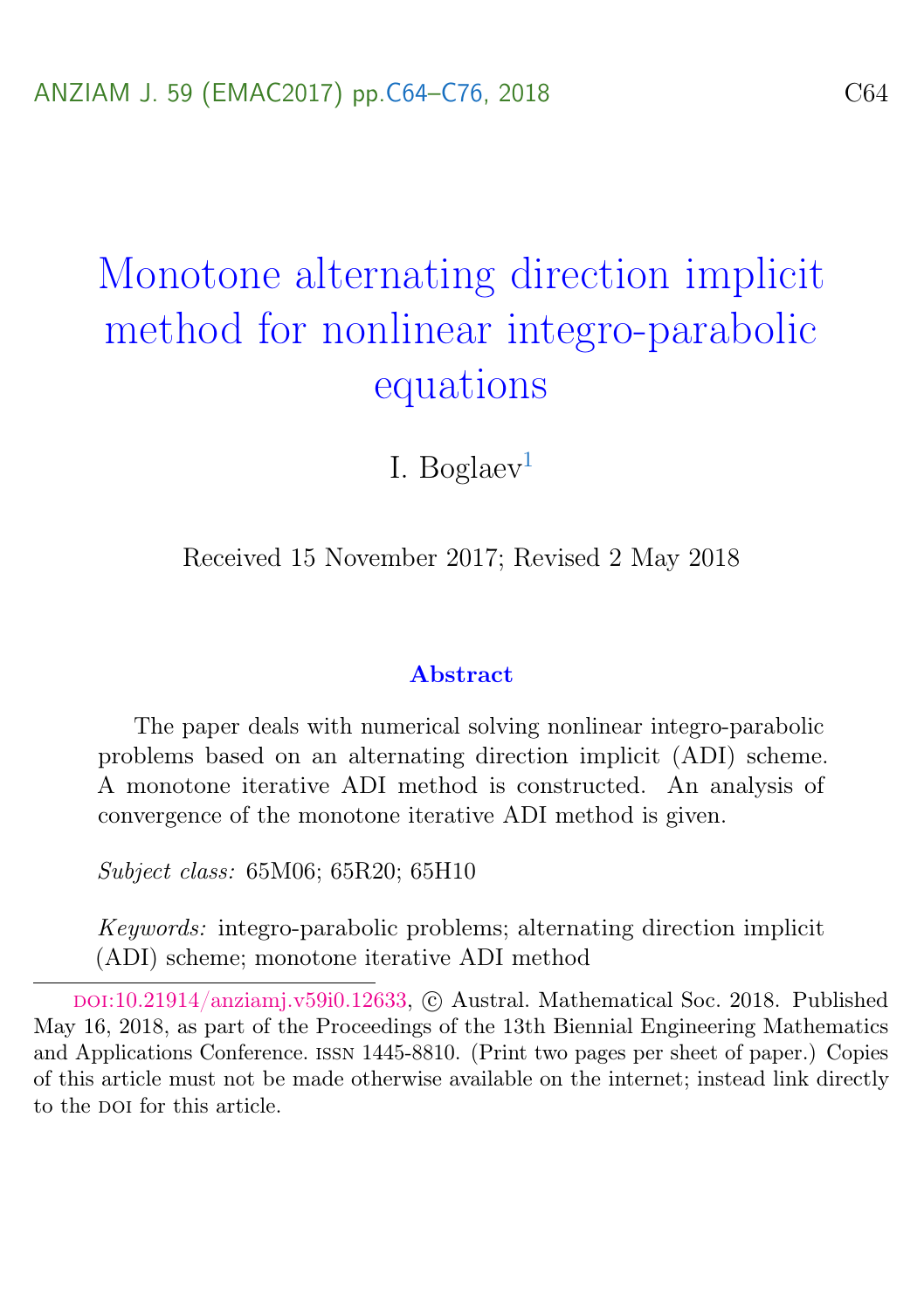# Monotone alternating direction implicit method for nonlinear integro-parabolic equations

I. Boglaev[1]

Received 15 November 2017; Revised 2 May 2018

## Abstract

The paper deals with numerical solving nonlinear integro-parabolic problems based on an alternating direction implicit (ADI) scheme. A monotone iterative ADI method is constructed. An analysis of convergence of the monotone iterative ADI method is given.

*Subject class:* 65M06; 65R20; 65H10

*Keywords:* integro-parabolic problems; alternating direction implicit (ADI) scheme; monotone iterative ADI method

---

doi:10.21914/anziamj.v59i0.12633, © Austral. Mathematical Soc. 2018. Published May 16, 2018, as part of the Proceedings of the 13th Biennial Engineering Mathematics and Applications Conference. issn 1445-8810. (Print two pages per sheet of paper.) Copies of this article must not be made otherwise available on the internet; instead link directly to the doi for this article.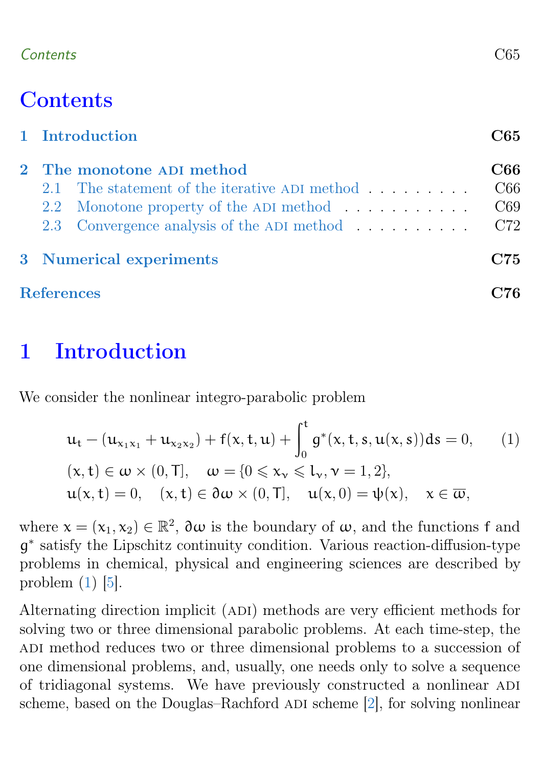# Contents

1 Introduction C65

2 The monotone ADI method C66

2.1 The statement of the iterative ADI method . . . . . . . . . C66

2.2 Monotone property of the ADI method . . . . . . . . . . . C69

2.3 Convergence analysis of the ADI method . . . . . . . . . . C72

3 Numerical experiments C75

References C76

# 1 Introduction

We consider the nonlinear integro-parabolic problem

$$
\begin{aligned}
&u_t - (u_{x_1x_1} + u_{x_2x_2}) + f(x,t,u) + \int_0^t g^*(x,t,s,u(x,s))ds = 0, \qquad (1)\\
&(x,t) \in \omega \times (0,T], \quad \omega = \{0 \leqslant x_\nu \leqslant l_\nu, \nu = 1,2\},\\
&u(x,t) = 0, \quad (x,t) \in \partial\omega \times (0,T], \quad u(x,0) = \psi(x), \quad x \in \overline{\omega},
\end{aligned}
$$

where $x = (x_1, x_2) \in \mathbb{R}^2$, $\partial\omega$ is the boundary of $\omega$, and the functions $f$ and $g^*$ satisfy the Lipschitz continuity condition. Various reaction-diffusion-type problems in chemical, physical and engineering sciences are described by problem (1) [5].

Alternating direction implicit (ADI) methods are very efficient methods for solving two or three dimensional parabolic problems. At each time-step, the ADI method reduces two or three dimensional problems to a succession of one dimensional problems, and, usually, one needs only to solve a sequence of tridiagonal systems. We have previously constructed a nonlinear ADI scheme, based on the Douglas–Rachford ADI scheme [2], for solving nonlinear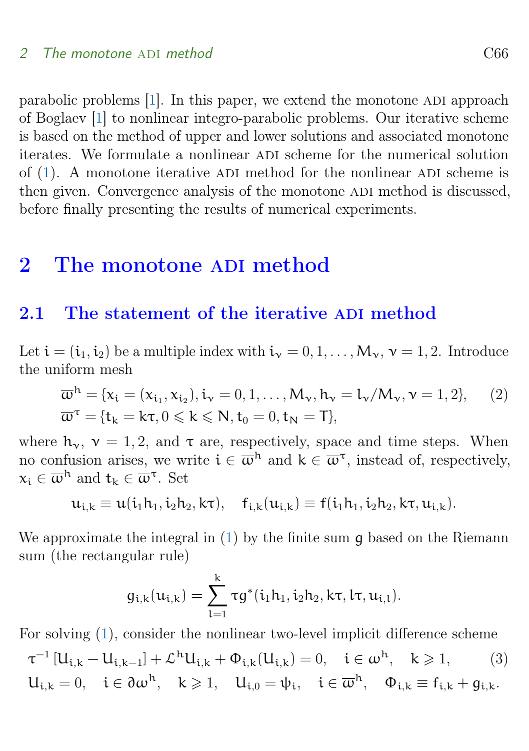parabolic problems [1]. In this paper, we extend the monotone ADI approach of Boglaev [1] to nonlinear integro-parabolic problems. Our iterative scheme is based on the method of upper and lower solutions and associated monotone iterates. We formulate a nonlinear ADI scheme for the numerical solution of (1). A monotone iterative ADI method for the nonlinear ADI scheme is then given. Convergence analysis of the monotone ADI method is discussed, before finally presenting the results of numerical experiments.

# 2 The monotone ADI method

## 2.1 The statement of the iterative ADI method

Let $i = (i_1, i_2)$ be a multiple index with $i_\nu = 0, 1, \ldots, M_\nu$, $\nu = 1, 2$. Introduce the uniform mesh

$$\overline{\omega}^h = \{x_i = (x_{i_1}, x_{i_2}), i_\nu = 0, 1, \ldots, M_\nu, h_\nu = l_\nu / M_\nu, \nu = 1, 2\}, \qquad (2)$$
$$\overline{\omega}^\tau = \{t_k = k\tau, 0 \leqslant k \leqslant N, t_0 = 0, t_N = T\},$$

where $h_\nu$, $\nu = 1, 2$, and $\tau$ are, respectively, space and time steps. When no confusion arises, we write $i \in \overline{\omega}^h$ and $k \in \overline{\omega}^\tau$, instead of, respectively, $x_i \in \overline{\omega}^h$ and $t_k \in \overline{\omega}^\tau$. Set

$$u_{i,k} \equiv u(i_1 h_1, i_2 h_2, k\tau), \quad f_{i,k}(u_{i,k}) \equiv f(i_1 h_1, i_2 h_2, k\tau, u_{i,k}).$$

We approximate the integral in (1) by the finite sum $g$ based on the Riemann sum (the rectangular rule)

$$g_{i,k}(u_{i,k}) = \sum_{l=1}^{k} \tau g^*(i_1 h_1, i_2 h_2, k\tau, l\tau, u_{i,l}).$$

For solving (1), consider the nonlinear two-level implicit difference scheme

$$\tau^{-1}\left[U_{i,k} - U_{i,k-1}\right] + \mathcal{L}^h U_{i,k} + \Phi_{i,k}(U_{i,k}) = 0, \quad i \in \omega^h, \quad k \geqslant 1, \qquad (3)$$
$$U_{i,k} = 0, \quad i \in \partial\omega^h, \quad k \geqslant 1, \quad U_{i,0} = \psi_i, \quad i \in \overline{\omega}^h, \quad \Phi_{i,k} \equiv f_{i,k} + g_{i,k}.$$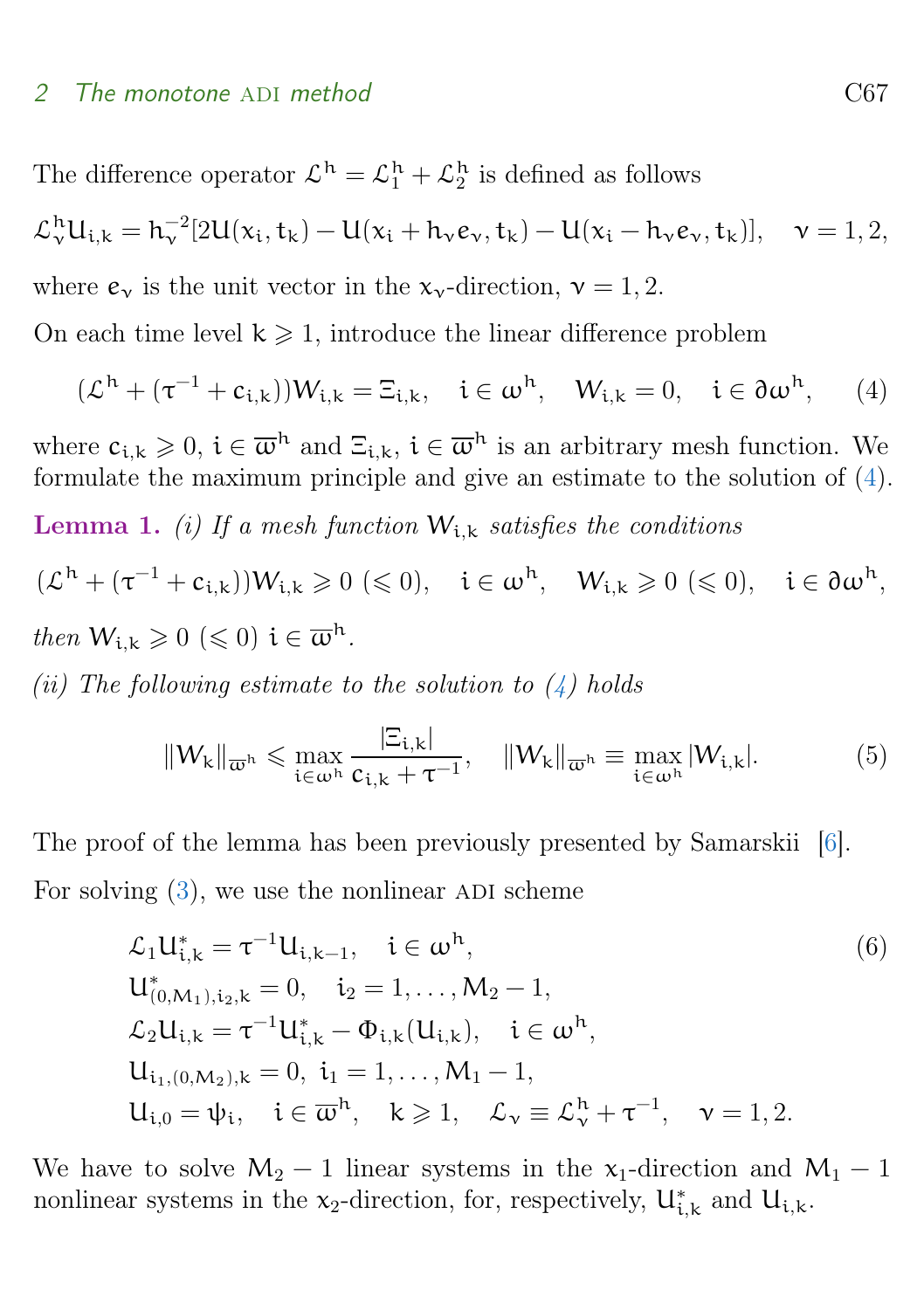The difference operator $\mathcal{L}^h = \mathcal{L}_1^h + \mathcal{L}_2^h$ is defined as follows

$$\mathcal{L}_\nu^h U_{i,k} = h_\nu^{-2}[2U(x_i, t_k) - U(x_i + h_\nu e_\nu, t_k) - U(x_i - h_\nu e_\nu, t_k)], \quad \nu = 1, 2,$$

where $e_\nu$ is the unit vector in the $x_\nu$-direction, $\nu = 1, 2$.

On each time level $k \geqslant 1$, introduce the linear difference problem

$$(\mathcal{L}^h + (\tau^{-1} + c_{i,k}))W_{i,k} = \Xi_{i,k}, \quad i \in \omega^h, \quad W_{i,k} = 0, \quad i \in \partial\omega^h, \tag{4}$$

where $c_{i,k} \geqslant 0$, $i \in \overline{\omega}^h$ and $\Xi_{i,k}$, $i \in \overline{\omega}^h$ is an arbitrary mesh function. We formulate the maximum principle and give an estimate to the solution of (4).

**Lemma 1.** *(i) If a mesh function $W_{i,k}$ satisfies the conditions*

$$(\mathcal{L}^h + (\tau^{-1} + c_{i,k}))W_{i,k} \geqslant 0 \ (\leqslant 0), \quad i \in \omega^h, \quad W_{i,k} \geqslant 0 \ (\leqslant 0), \quad i \in \partial\omega^h,$$

*then $W_{i,k} \geqslant 0$ $(\leqslant 0)$ $i \in \overline{\omega}^h$.*

*(ii) The following estimate to the solution to (4) holds*

$$\|W_k\|_{\overline{\omega}^h} \leqslant \max_{i \in \omega^h} \frac{|\Xi_{i,k}|}{c_{i,k} + \tau^{-1}}, \quad \|W_k\|_{\overline{\omega}^h} \equiv \max_{i \in \omega^h} |W_{i,k}|. \tag{5}$$

The proof of the lemma has been previously presented by Samarskii [6].

For solving (3), we use the nonlinear ADI scheme

$$\begin{aligned}
&\mathcal{L}_1 U_{i,k}^* = \tau^{-1} U_{i,k-1}, \quad i \in \omega^h, \\
&U_{(0,M_1),i_2,k}^* = 0, \quad i_2 = 1, \ldots, M_2 - 1, \\
&\mathcal{L}_2 U_{i,k} = \tau^{-1} U_{i,k}^* - \Phi_{i,k}(U_{i,k}), \quad i \in \omega^h, \\
&U_{i_1,(0,M_2),k} = 0, \ i_1 = 1, \ldots, M_1 - 1, \\
&U_{i,0} = \psi_i, \quad i \in \overline{\omega}^h, \quad k \geqslant 1, \quad \mathcal{L}_\nu \equiv \mathcal{L}_\nu^h + \tau^{-1}, \quad \nu = 1, 2.
\end{aligned} \tag{6}$$

We have to solve $M_2 - 1$ linear systems in the $x_1$-direction and $M_1 - 1$ nonlinear systems in the $x_2$-direction, for, respectively, $U_{i,k}^*$ and $U_{i,k}$.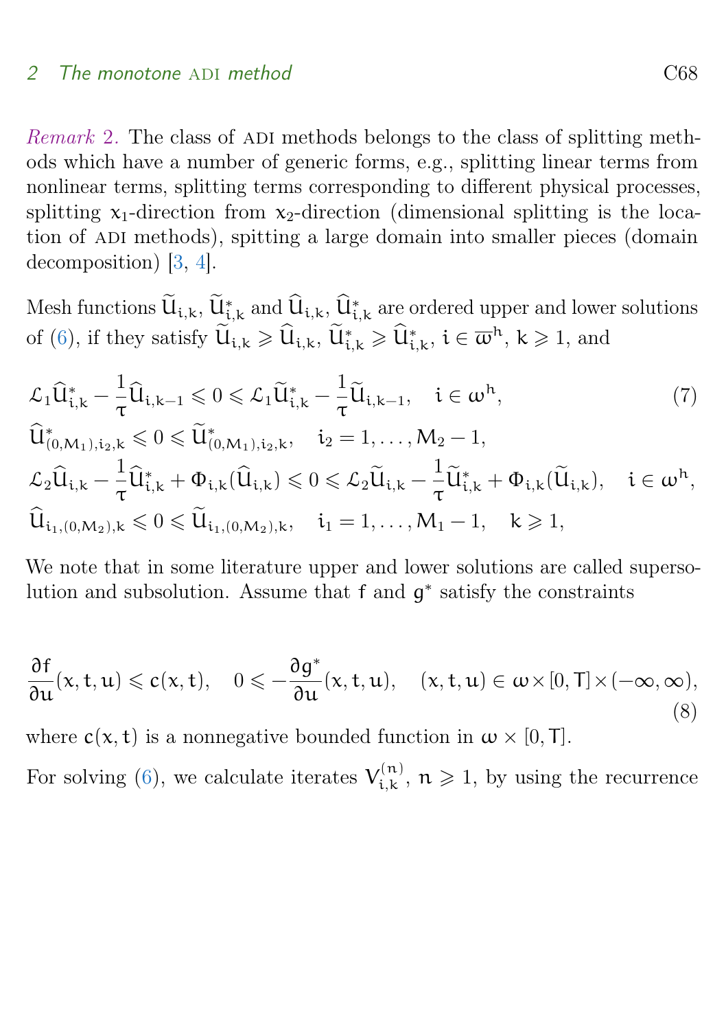*Remark* 2. The class of ADI methods belongs to the class of splitting methods which have a number of generic forms, e.g., splitting linear terms from nonlinear terms, splitting terms corresponding to different physical processes, splitting $x_1$-direction from $x_2$-direction (dimensional splitting is the location of ADI methods), spitting a large domain into smaller pieces (domain decomposition) [3, 4].

Mesh functions $\widetilde{U}_{i,k}$, $\widetilde{U}^*_{i,k}$ and $\widehat{U}_{i,k}$, $\widehat{U}^*_{i,k}$ are ordered upper and lower solutions of (6), if they satisfy $\widetilde{U}_{i,k} \geqslant \widehat{U}_{i,k}$, $\widetilde{U}^*_{i,k} \geqslant \widehat{U}^*_{i,k}$, $i \in \overline{\omega}^h$, $k \geqslant 1$, and

$$
\begin{aligned}
&\mathcal{L}_1 \widehat{U}^*_{i,k} - \frac{1}{\tau}\widehat{U}_{i,k-1} \leqslant 0 \leqslant \mathcal{L}_1 \widetilde{U}^*_{i,k} - \frac{1}{\tau}\widetilde{U}_{i,k-1}, \quad i \in \omega^h, \\
&\widehat{U}^*_{(0,M_1),i_2,k} \leqslant 0 \leqslant \widetilde{U}^*_{(0,M_1),i_2,k}, \quad i_2 = 1,\ldots,M_2-1, \\
&\mathcal{L}_2 \widehat{U}_{i,k} - \frac{1}{\tau}\widehat{U}^*_{i,k} + \Phi_{i,k}(\widehat{U}_{i,k}) \leqslant 0 \leqslant \mathcal{L}_2 \widetilde{U}_{i,k} - \frac{1}{\tau}\widetilde{U}^*_{i,k} + \Phi_{i,k}(\widetilde{U}_{i,k}), \quad i \in \omega^h, \\
&\widehat{U}_{i_1,(0,M_2),k} \leqslant 0 \leqslant \widetilde{U}_{i_1,(0,M_2),k}, \quad i_1 = 1,\ldots,M_1-1, \quad k \geqslant 1,
\end{aligned}
\tag{7}
$$

We note that in some literature upper and lower solutions are called supersolution and subsolution. Assume that $f$ and $g^*$ satisfy the constraints

$$
\frac{\partial f}{\partial u}(x,t,u) \leqslant c(x,t), \quad 0 \leqslant -\frac{\partial g^*}{\partial u}(x,t,u), \quad (x,t,u) \in \omega \times [0,T] \times (-\infty,\infty),
\tag{8}
$$

where $c(x,t)$ is a nonnegative bounded function in $\omega \times [0,T]$.

For solving (6), we calculate iterates $V^{(n)}_{i,k}$, $n \geqslant 1$, by using the recurrence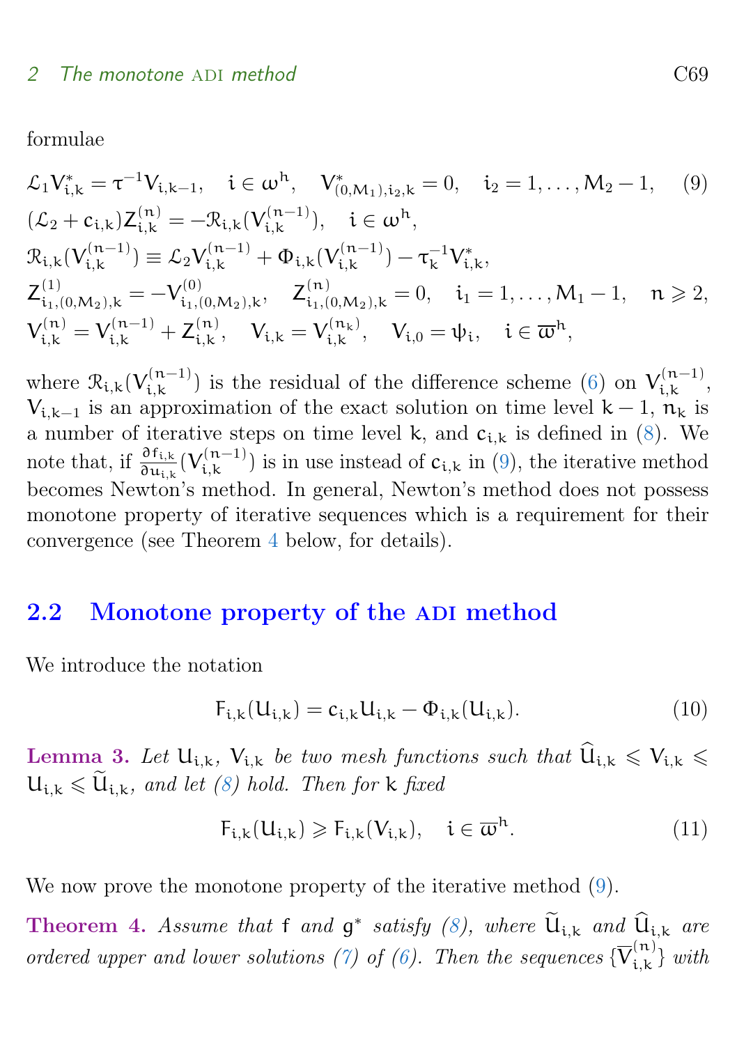formulae

$$
\begin{aligned}
&\mathcal{L}_1 V^*_{i,k} = \tau^{-1} V_{i,k-1}, \quad i \in \omega^h, \quad V^*_{(0,M_1),i_2,k} = 0, \quad i_2 = 1, \ldots, M_2 - 1, \qquad (9)\\
&(\mathcal{L}_2 + c_{i,k}) Z^{(n)}_{i,k} = -\mathcal{R}_{i,k}(V^{(n-1)}_{i,k}), \quad i \in \omega^h,\\
&\mathcal{R}_{i,k}(V^{(n-1)}_{i,k}) \equiv \mathcal{L}_2 V^{(n-1)}_{i,k} + \Phi_{i,k}(V^{(n-1)}_{i,k}) - \tau_k^{-1} V^*_{i,k},\\
&Z^{(1)}_{i_1,(0,M_2),k} = -V^{(0)}_{i_1,(0,M_2),k}, \quad Z^{(n)}_{i_1,(0,M_2),k} = 0, \quad i_1 = 1, \ldots, M_1 - 1, \quad n \geqslant 2,\\
&V^{(n)}_{i,k} = V^{(n-1)}_{i,k} + Z^{(n)}_{i,k}, \quad V_{i,k} = V^{(n_k)}_{i,k}, \quad V_{i,0} = \psi_i, \quad i \in \overline{\omega}^h,
\end{aligned}
$$

where $\mathcal{R}_{i,k}(V^{(n-1)}_{i,k})$ is the residual of the difference scheme (6) on $V^{(n-1)}_{i,k}$, $V_{i,k-1}$ is an approximation of the exact solution on time level $k-1$, $n_k$ is a number of iterative steps on time level $k$, and $c_{i,k}$ is defined in (8). We note that, if $\frac{\partial f_{i,k}}{\partial u_{i,k}}(V^{(n-1)}_{i,k})$ is in use instead of $c_{i,k}$ in (9), the iterative method becomes Newton's method. In general, Newton's method does not possess monotone property of iterative sequences which is a requirement for their convergence (see Theorem 4 below, for details).

## 2.2 Monotone property of the ADI method

We introduce the notation

$$
F_{i,k}(U_{i,k}) = c_{i,k} U_{i,k} - \Phi_{i,k}(U_{i,k}). \qquad (10)
$$

**Lemma 3.** *Let $U_{i,k}$, $V_{i,k}$ be two mesh functions such that $\widehat{U}_{i,k} \leqslant V_{i,k} \leqslant U_{i,k} \leqslant \widetilde{U}_{i,k}$, and let (8) hold. Then for $k$ fixed*

$$
F_{i,k}(U_{i,k}) \geqslant F_{i,k}(V_{i,k}), \quad i \in \overline{\omega}^h. \qquad (11)
$$

We now prove the monotone property of the iterative method (9).

**Theorem 4.** *Assume that $f$ and $g^*$ satisfy (8), where $\widetilde{U}_{i,k}$ and $\widehat{U}_{i,k}$ are ordered upper and lower solutions (7) of (6). Then the sequences $\{\overline{V}^{(n)}_{i,k}\}$ with*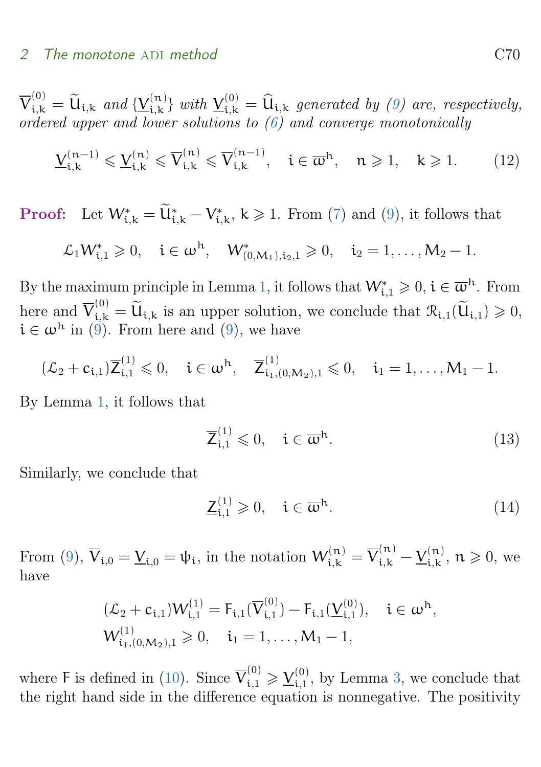$\overline{V}^{(0)}_{i,k} = \widetilde{U}_{i,k}$ *and* $\{\underline{V}^{(n)}_{i,k}\}$ *with* $\underline{V}^{(0)}_{i,k} = \widehat{U}_{i,k}$ *generated by (9) are, respectively, ordered upper and lower solutions to (6) and converge monotonically*

$$\underline{V}^{(n-1)}_{i,k} \leqslant \underline{V}^{(n)}_{i,k} \leqslant \overline{V}^{(n)}_{i,k} \leqslant \overline{V}^{(n-1)}_{i,k}, \quad i \in \overline{\omega}^h, \quad n \geqslant 1, \quad k \geqslant 1. \tag{12}$$

**Proof:** Let $W^*_{i,k} = \widetilde{U}^*_{i,k} - V^*_{i,k}$, $k \geqslant 1$. From (7) and (9), it follows that

$$\mathcal{L}_1 W^*_{i,1} \geqslant 0, \quad i \in \omega^h, \quad W^*_{(0,M_1),i_2,1} \geqslant 0, \quad i_2 = 1, \ldots, M_2 - 1.$$

By the maximum principle in Lemma 1, it follows that $W^*_{i,1} \geqslant 0$, $i \in \overline{\omega}^h$. From here and $\overline{V}^{(0)}_{i,k} = \widetilde{U}_{i,k}$ is an upper solution, we conclude that $\mathcal{R}_{i,1}(\widetilde{U}_{i,1}) \geqslant 0$, $i \in \omega^h$ in (9). From here and (9), we have

$$(\mathcal{L}_2 + c_{i,1})\overline{Z}^{(1)}_{i,1} \leqslant 0, \quad i \in \omega^h, \quad \overline{Z}^{(1)}_{i_1,(0,M_2),1} \leqslant 0, \quad i_1 = 1, \ldots, M_1 - 1.$$

By Lemma 1, it follows that

$$\overline{Z}^{(1)}_{i,1} \leqslant 0, \quad i \in \overline{\omega}^h. \tag{13}$$

Similarly, we conclude that

$$\underline{Z}^{(1)}_{i,1} \geqslant 0, \quad i \in \overline{\omega}^h. \tag{14}$$

From (9), $\overline{V}_{i,0} = \underline{V}_{i,0} = \psi_i$, in the notation $W^{(n)}_{i,k} = \overline{V}^{(n)}_{i,k} - \underline{V}^{(n)}_{i,k}$, $n \geqslant 0$, we have

$$(\mathcal{L}_2 + c_{i,1})W^{(1)}_{i,1} = F_{i,1}(\overline{V}^{(0)}_{i,1}) - F_{i,1}(\underline{V}^{(0)}_{i,1}), \quad i \in \omega^h,$$
$$W^{(1)}_{i_1,(0,M_2),1} \geqslant 0, \quad i_1 = 1, \ldots, M_1 - 1,$$

where $F$ is defined in (10). Since $\overline{V}^{(0)}_{i,1} \geqslant \underline{V}^{(0)}_{i,1}$, by Lemma 3, we conclude that the right hand side in the difference equation is nonnegative. The positivity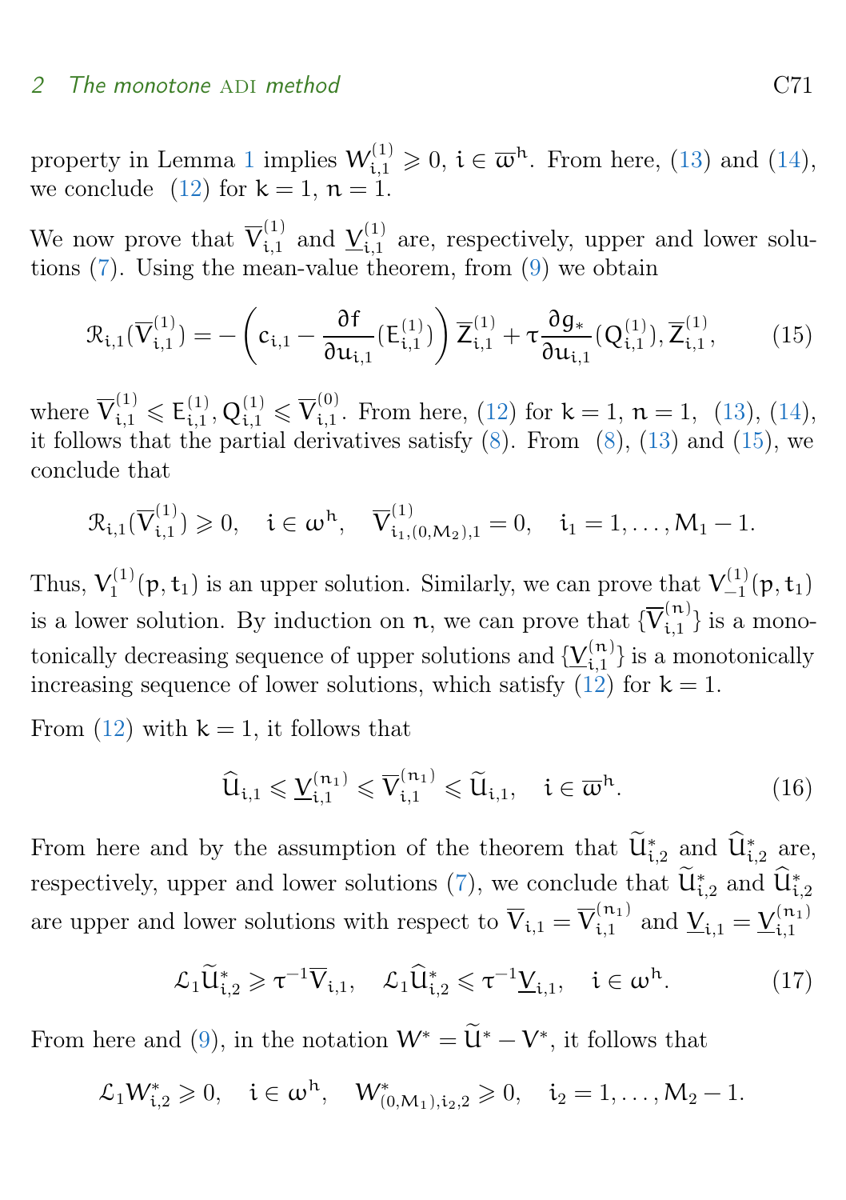property in Lemma 1 implies $W^{(1)}_{i,1} \geqslant 0$, $i \in \overline{\omega}^h$. From here, (13) and (14), we conclude (12) for $k = 1$, $n = 1$.

We now prove that $\overline{V}^{(1)}_{i,1}$ and $\underline{V}^{(1)}_{i,1}$ are, respectively, upper and lower solutions (7). Using the mean-value theorem, from (9) we obtain

$$\mathcal{R}_{i,1}(\overline{V}^{(1)}_{i,1}) = -\left( c_{i,1} - \frac{\partial f}{\partial u_{i,1}}(E^{(1)}_{i,1}) \right) \overline{Z}^{(1)}_{i,1} + \tau \frac{\partial g_*}{\partial u_{i,1}}(Q^{(1)}_{i,1}), \overline{Z}^{(1)}_{i,1}, \tag{15}$$

where $\overline{V}^{(1)}_{i,1} \leqslant E^{(1)}_{i,1}, Q^{(1)}_{i,1} \leqslant \overline{V}^{(0)}_{i,1}$. From here, (12) for $k = 1$, $n = 1$, (13), (14), it follows that the partial derivatives satisfy (8). From (8), (13) and (15), we conclude that

$$\mathcal{R}_{i,1}(\overline{V}^{(1)}_{i,1}) \geqslant 0, \quad i \in \omega^h, \quad \overline{V}^{(1)}_{i_1,(0,M_2),1} = 0, \quad i_1 = 1, \ldots, M_1 - 1.$$

Thus, $V^{(1)}_1(p, t_1)$ is an upper solution. Similarly, we can prove that $V^{(1)}_{-1}(p, t_1)$ is a lower solution. By induction on $n$, we can prove that $\{\overline{V}^{(n)}_{i,1}\}$ is a monotonically decreasing sequence of upper solutions and $\{\underline{V}^{(n)}_{i,1}\}$ is a monotonically increasing sequence of lower solutions, which satisfy (12) for $k = 1$.

From (12) with $k = 1$, it follows that

$$\widehat{U}_{i,1} \leqslant \underline{V}^{(n_1)}_{i,1} \leqslant \overline{V}^{(n_1)}_{i,1} \leqslant \widetilde{U}_{i,1}, \quad i \in \overline{\omega}^h. \tag{16}$$

From here and by the assumption of the theorem that $\widetilde{U}^*_{i,2}$ and $\widehat{U}^*_{i,2}$ are, respectively, upper and lower solutions (7), we conclude that $\widetilde{U}^*_{i,2}$ and $\widehat{U}^*_{i,2}$ are upper and lower solutions with respect to $\overline{V}_{i,1} = \overline{V}^{(n_1)}_{i,1}$ and $\underline{V}_{i,1} = \underline{V}^{(n_1)}_{i,1}$

$$\mathcal{L}_1 \widetilde{U}^*_{i,2} \geqslant \tau^{-1} \overline{V}_{i,1}, \quad \mathcal{L}_1 \widehat{U}^*_{i,2} \leqslant \tau^{-1} \underline{V}_{i,1}, \quad i \in \omega^h. \tag{17}$$

From here and (9), in the notation $W^* = \widetilde{U}^* - V^*$, it follows that

$$\mathcal{L}_1 W^*_{i,2} \geqslant 0, \quad i \in \omega^h, \quad W^*_{(0,M_1),i_2,2} \geqslant 0, \quad i_2 = 1, \ldots, M_2 - 1.$$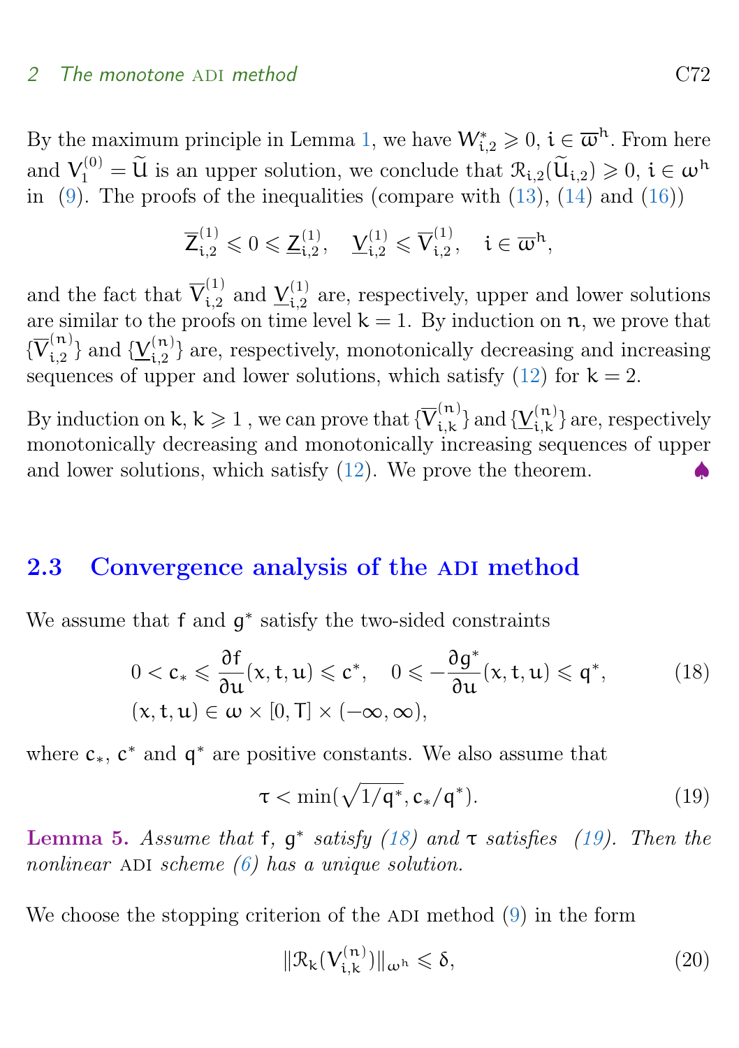By the maximum principle in Lemma 1, we have $W^*_{i,2} \geqslant 0$, $i \in \overline{\omega}^h$. From here and $V_1^{(0)} = \widetilde{U}$ is an upper solution, we conclude that $\mathcal{R}_{i,2}(\widetilde{U}_{i,2}) \geqslant 0$, $i \in \omega^h$ in (9). The proofs of the inequalities (compare with (13), (14) and (16))

$$\overline{Z}^{(1)}_{i,2} \leqslant 0 \leqslant \underline{Z}^{(1)}_{i,2}, \quad \underline{V}^{(1)}_{i,2} \leqslant \overline{V}^{(1)}_{i,2}, \quad i \in \overline{\omega}^h,$$

and the fact that $\overline{V}^{(1)}_{i,2}$ and $\underline{V}^{(1)}_{i,2}$ are, respectively, upper and lower solutions are similar to the proofs on time level $k = 1$. By induction on $n$, we prove that $\{\overline{V}^{(n)}_{i,2}\}$ and $\{\underline{V}^{(n)}_{i,2}\}$ are, respectively, monotonically decreasing and increasing sequences of upper and lower solutions, which satisfy (12) for $k = 2$.

By induction on $k$, $k \geqslant 1$ , we can prove that $\{\overline{V}^{(n)}_{i,k}\}$ and $\{\underline{V}^{(n)}_{i,k}\}$ are, respectively monotonically decreasing and monotonically increasing sequences of upper and lower solutions, which satisfy (12). We prove the theorem. ♠

## 2.3 Convergence analysis of the ADI method

We assume that $f$ and $g^*$ satisfy the two-sided constraints

$$0 < c_* \leqslant \frac{\partial f}{\partial u}(x,t,u) \leqslant c^*, \quad 0 \leqslant -\frac{\partial g^*}{\partial u}(x,t,u) \leqslant q^*, \tag{18}$$
$$(x,t,u) \in \omega \times [0,T] \times (-\infty,\infty),$$

where $c_*$, $c^*$ and $q^*$ are positive constants. We also assume that

$$\tau < \min(\sqrt{1/q^*}, c_*/q^*). \tag{19}$$

**Lemma 5.** *Assume that $f$, $g^*$ satisfy (18) and $\tau$ satisfies (19). Then the nonlinear* ADI *scheme (6) has a unique solution.*

We choose the stopping criterion of the ADI method (9) in the form

$$\|\mathcal{R}_k(V^{(n)}_{i,k})\|_{\omega^h} \leqslant \delta, \tag{20}$$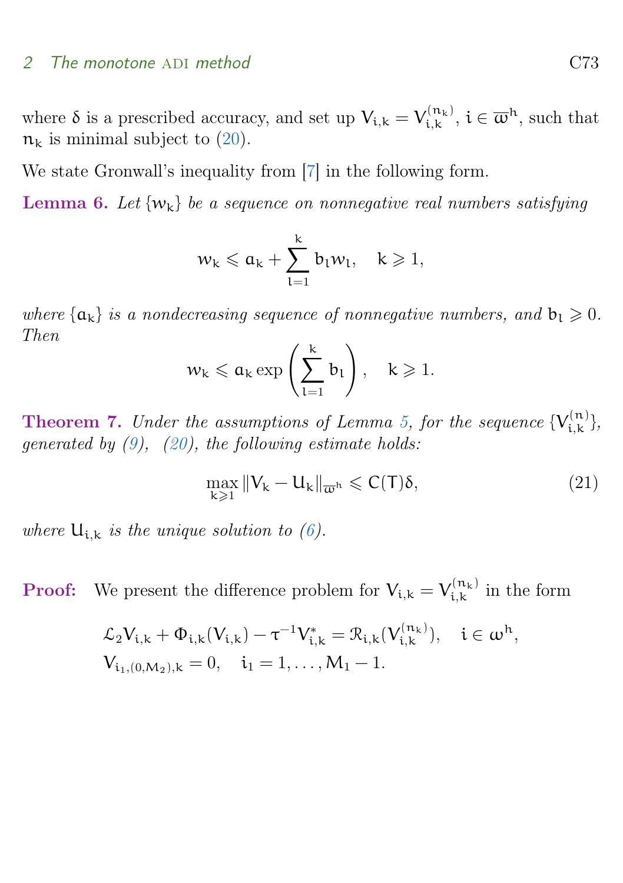where $\delta$ is a prescribed accuracy, and set up $V_{i,k} = V_{i,k}^{(n_k)}$, $i \in \overline{\omega}^h$, such that $n_k$ is minimal subject to (20).

We state Gronwall's inequality from [7] in the following form.

**Lemma 6.** *Let $\{w_k\}$ be a sequence on nonnegative real numbers satisfying*

$$w_k \leqslant a_k + \sum_{l=1}^{k} b_l w_l, \quad k \geqslant 1,$$

*where $\{a_k\}$ is a nondecreasing sequence of nonnegative numbers, and $b_l \geqslant 0$. Then*

$$w_k \leqslant a_k \exp\left(\sum_{l=1}^{k} b_l\right), \quad k \geqslant 1.$$

**Theorem 7.** *Under the assumptions of Lemma 5, for the sequence $\{V_{i,k}^{(n)}\}$, generated by (9), (20), the following estimate holds:*

$$\max_{k \geqslant 1} \|V_k - U_k\|_{\overline{\omega}^h} \leqslant C(T)\delta, \tag{21}$$

*where $U_{i,k}$ is the unique solution to (6).*

**Proof:** We present the difference problem for $V_{i,k} = V_{i,k}^{(n_k)}$ in the form

$$\begin{aligned}
&\mathcal{L}_2 V_{i,k} + \Phi_{i,k}(V_{i,k}) - \tau^{-1} V_{i,k}^{*} = \mathcal{R}_{i,k}(V_{i,k}^{(n_k)}), \quad i \in \omega^h, \\
&V_{i_1,(0,M_2),k} = 0, \quad i_1 = 1, \ldots, M_1 - 1.
\end{aligned}$$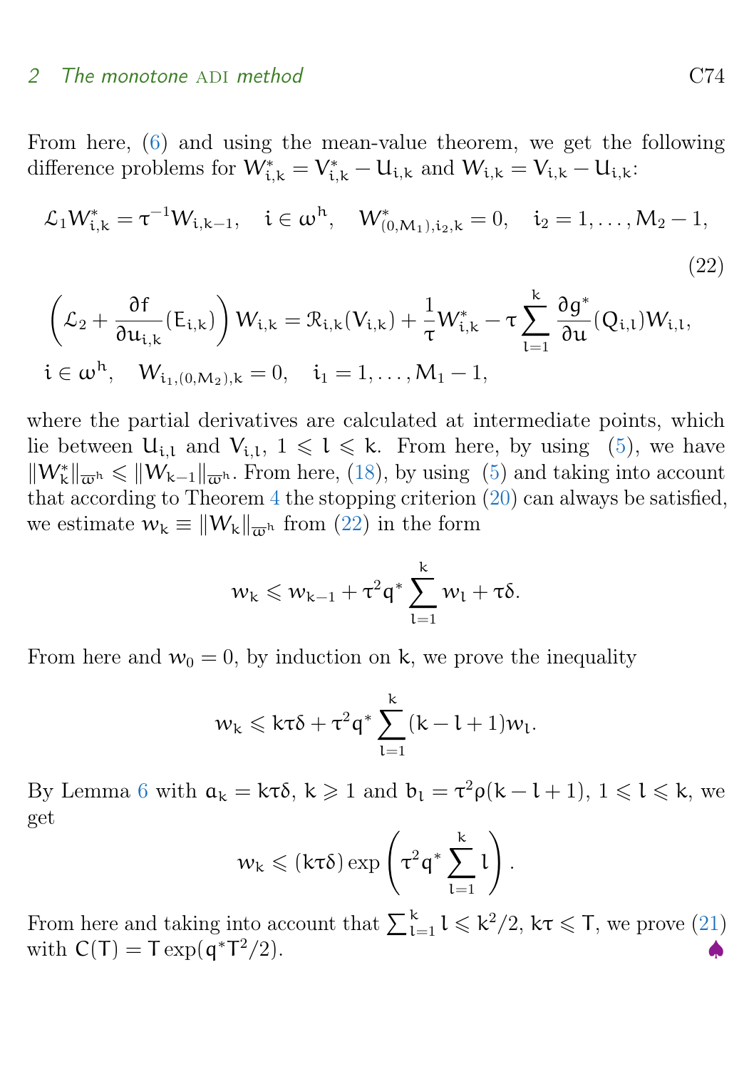From here, (6) and using the mean-value theorem, we get the following difference problems for $W^*_{i,k} = V^*_{i,k} - U_{i,k}$ and $W_{i,k} = V_{i,k} - U_{i,k}$:

$$
\begin{aligned}
&\mathcal{L}_1 W^*_{i,k} = \tau^{-1} W_{i,k-1}, \quad i \in \omega^h, \quad W^*_{(0,M_1),i_2,k} = 0, \quad i_2 = 1, \ldots, M_2 - 1, \\
&\left( \mathcal{L}_2 + \frac{\partial f}{\partial u_{i,k}}(E_{i,k}) \right) W_{i,k} = \mathcal{R}_{i,k}(V_{i,k}) + \frac{1}{\tau} W^*_{i,k} - \tau \sum_{l=1}^{k} \frac{\partial g^*}{\partial u}(Q_{i,l}) W_{i,l}, \\
&i \in \omega^h, \quad W_{i_1,(0,M_2),k} = 0, \quad i_1 = 1, \ldots, M_1 - 1,
\end{aligned}
\tag{22}
$$

where the partial derivatives are calculated at intermediate points, which lie between $U_{i,l}$ and $V_{i,l}$, $1 \leqslant l \leqslant k$. From here, by using (5), we have $\|W^*_k\|_{\overline{\omega}^h} \leqslant \|W_{k-1}\|_{\overline{\omega}^h}$. From here, (18), by using (5) and taking into account that according to Theorem 4 the stopping criterion (20) can always be satisfied, we estimate $w_k \equiv \|W_k\|_{\overline{\omega}^h}$ from (22) in the form

$$
w_k \leqslant w_{k-1} + \tau^2 q^* \sum_{l=1}^{k} w_l + \tau\delta .
$$

From here and $w_0 = 0$, by induction on $k$, we prove the inequality

$$
w_k \leqslant k\tau\delta + \tau^2 q^* \sum_{l=1}^{k} (k - l + 1) w_l .
$$

By Lemma 6 with $a_k = k\tau\delta$, $k \geqslant 1$ and $b_l = \tau^2 \rho (k - l + 1)$, $1 \leqslant l \leqslant k$, we get

$$
w_k \leqslant (k\tau\delta) \exp\left( \tau^2 q^* \sum_{l=1}^{k} l \right).
$$

From here and taking into account that $\sum_{l=1}^{k} l \leqslant k^2/2$, $k\tau \leqslant T$, we prove (21) with $C(T) = T \exp(q^* T^2/2)$. ♠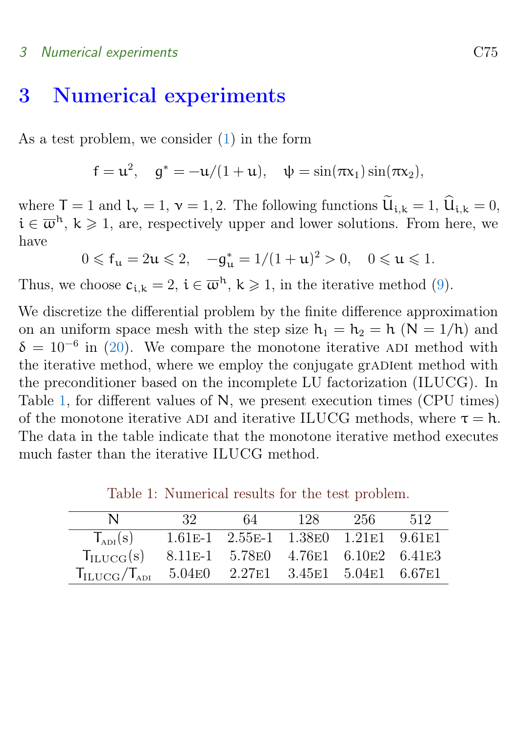# 3 Numerical experiments

As a test problem, we consider (1) in the form

$$f = u^2, \quad g^* = -u/(1+u), \quad \psi = \sin(\pi x_1)\sin(\pi x_2),$$

where $T = 1$ and $l_\nu = 1$, $\nu = 1, 2$. The following functions $\widetilde{U}_{i,k} = 1$, $\widehat{U}_{i,k} = 0$, $i \in \overline{\omega}^h$, $k \geqslant 1$, are, respectively upper and lower solutions. From here, we have

$$0 \leqslant f_u = 2u \leqslant 2, \quad -g^*_u = 1/(1+u)^2 > 0, \quad 0 \leqslant u \leqslant 1.$$

Thus, we choose $c_{i,k} = 2$, $i \in \overline{\omega}^h$, $k \geqslant 1$, in the iterative method (9).

We discretize the differential problem by the finite difference approximation on an uniform space mesh with the step size $h_1 = h_2 = h$ ($N = 1/h$) and $\delta = 10^{-6}$ in (20). We compare the monotone iterative ADI method with the iterative method, where we employ the conjugate grADIent method with the preconditioner based on the incomplete LU factorization (ILUCG). In Table 1, for different values of $N$, we present execution times (CPU times) of the monotone iterative ADI and iterative ILUCG methods, where $\tau = h$. The data in the table indicate that the monotone iterative method executes much faster than the iterative ILUCG method.

Table 1: Numerical results for the test problem.

| $N$ | 32 | 64 | 128 | 256 | 512 |
|---|---|---|---|---|---|
| $T_{\text{ADI}}$(s) | 1.61E-1 | 2.55E-1 | 1.38E0 | 1.21E1 | 9.61E1 |
| $T_{\text{ILUCG}}$(s) | 8.11E-1 | 5.78E0 | 4.76E1 | 6.10E2 | 6.41E3 |
| $T_{\text{ILUCG}}/T_{\text{ADI}}$ | 5.04E0 | 2.27E1 | 3.45E1 | 5.04E1 | 6.67E1 |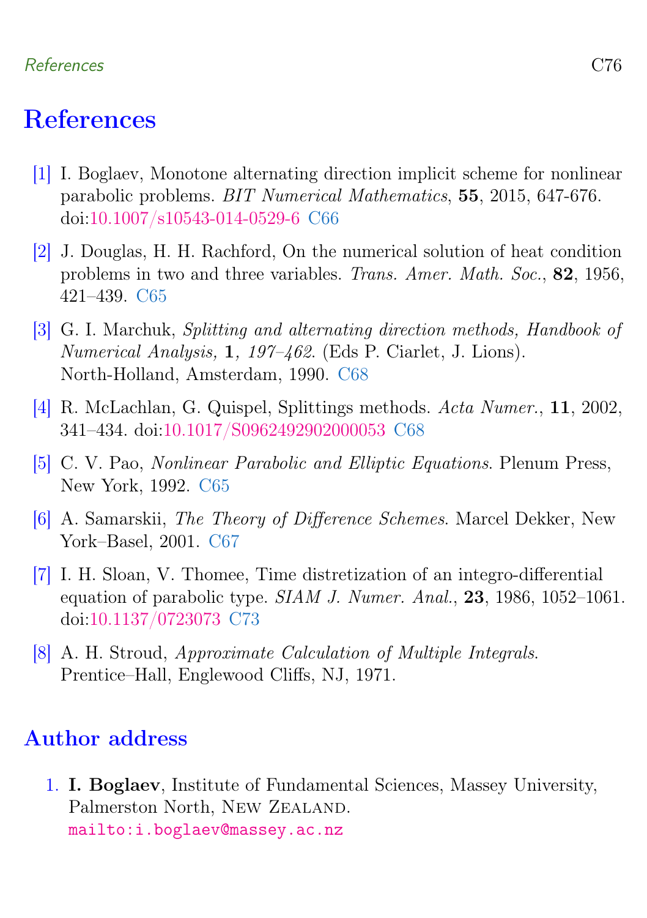# References

[1] I. Boglaev, Monotone alternating direction implicit scheme for nonlinear parabolic problems. *BIT Numerical Mathematics*, **55**, 2015, 647-676. doi:10.1007/s10543-014-0529-6 C66

[2] J. Douglas, H. H. Rachford, On the numerical solution of heat condition problems in two and three variables. *Trans. Amer. Math. Soc.*, **82**, 1956, 421–439. C65

[3] G. I. Marchuk, *Splitting and alternating direction methods, Handbook of Numerical Analysis,* **1***, 197–462*. (Eds P. Ciarlet, J. Lions). North-Holland, Amsterdam, 1990. C68

[4] R. McLachlan, G. Quispel, Splittings methods. *Acta Numer.*, **11**, 2002, 341–434. doi:10.1017/S0962492902000053 C68

[5] C. V. Pao, *Nonlinear Parabolic and Elliptic Equations*. Plenum Press, New York, 1992. C65

[6] A. Samarskii, *The Theory of Difference Schemes*. Marcel Dekker, New York–Basel, 2001. C67

[7] I. H. Sloan, V. Thomee, Time distretization of an integro-differential equation of parabolic type. *SIAM J. Numer. Anal.*, **23**, 1986, 1052–1061. doi:10.1137/0723073 C73

[8] A. H. Stroud, *Approximate Calculation of Multiple Integrals*. Prentice–Hall, Englewood Cliffs, NJ, 1971.

# Author address

1. **I. Boglaev**, Institute of Fundamental Sciences, Massey University, Palmerston North, New Zealand.
   mailto:i.boglaev@massey.ac.nz